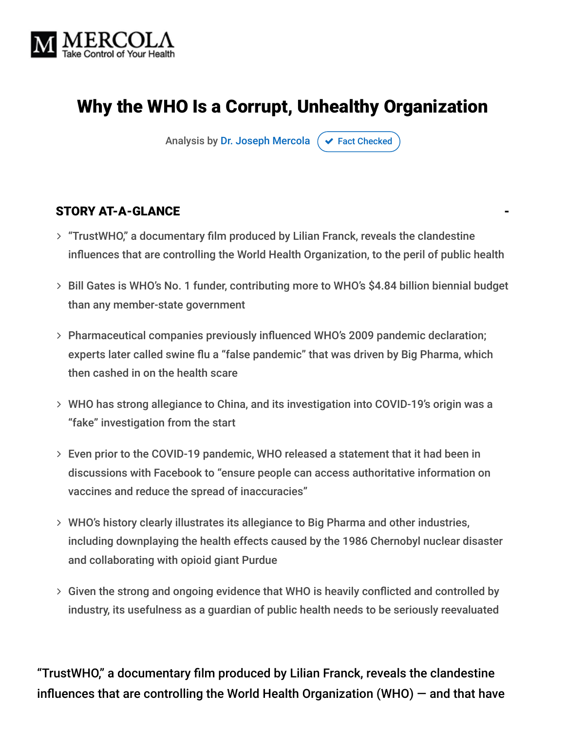# Why the WHO Is a Corrupt, Unhealthy Organization

Analysis by Dr. Joseph Mercola ✔ Fact Checked

## STORY AT-A-GLANCE

- "TrustWHO," a documentary film produced by Lilian Franck, reveals the clandestine influences that are controlling the World Health Organization, to the peril of public health
- Bill Gates is WHO's No. 1 funder, contributing more to WHO's $4.84 billion biennial budget than any member-state government
- Pharmaceutical companies previously influenced WHO's 2009 pandemic declaration; experts later called swine flu a "false pandemic" that was driven by Big Pharma, which then cashed in on the health scare
- WHO has strong allegiance to China, and its investigation into COVID-19's origin was a "fake" investigation from the start
- Even prior to the COVID-19 pandemic, WHO released a statement that it had been in discussions with Facebook to "ensure people can access authoritative information on vaccines and reduce the spread of inaccuracies"
- WHO's history clearly illustrates its allegiance to Big Pharma and other industries, including downplaying the health effects caused by the 1986 Chernobyl nuclear disaster and collaborating with opioid giant Purdue
- Given the strong and ongoing evidence that WHO is heavily conflicted and controlled by industry, its usefulness as a guardian of public health needs to be seriously reevaluated

"TrustWHO," a documentary film produced by Lilian Franck, reveals the clandestine influences that are controlling the World Health Organization (WHO) — and that have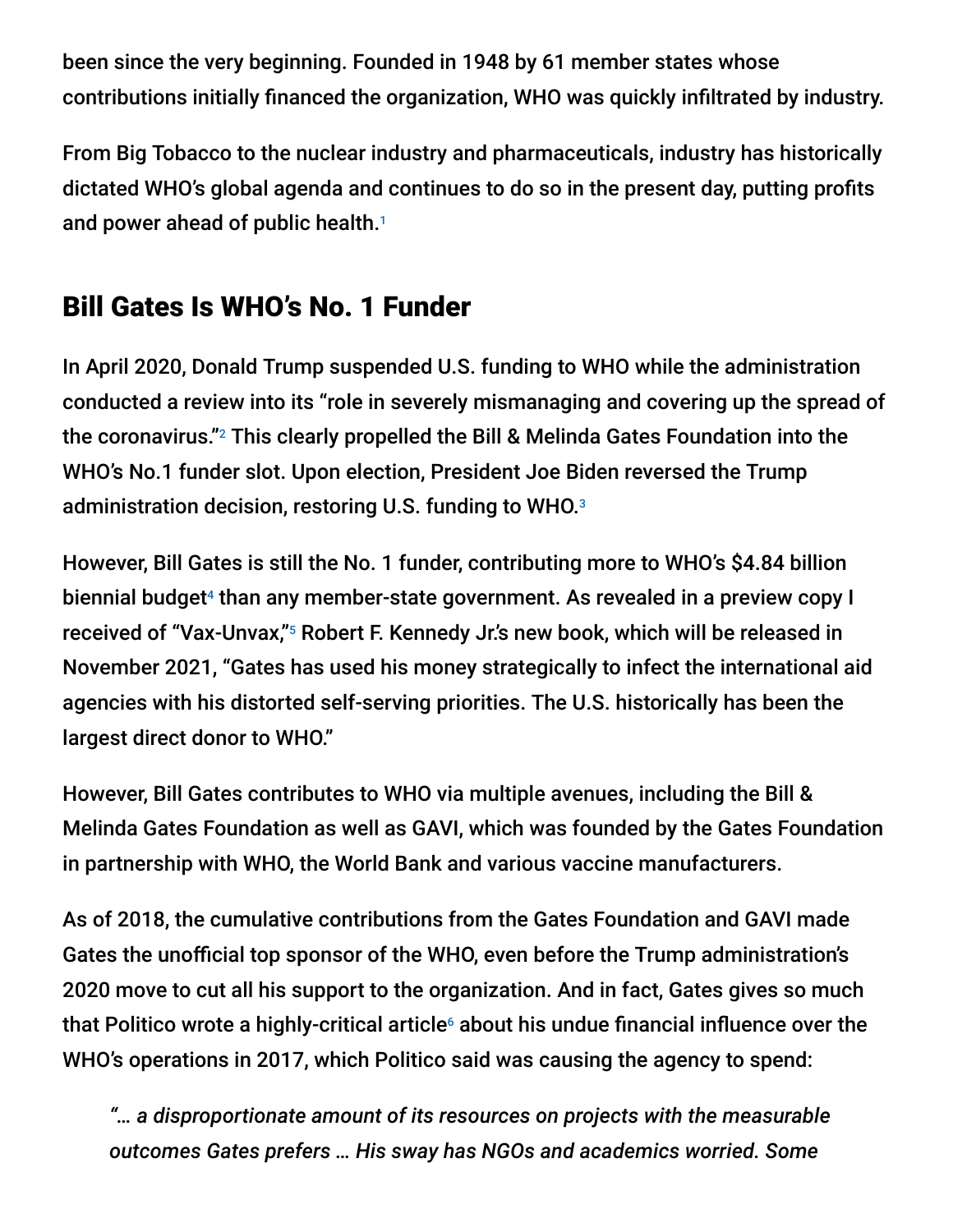been since the very beginning. Founded in 1948 by 61 member states whose contributions initially financed the organization, WHO was quickly infiltrated by industry.

From Big Tobacco to the nuclear industry and pharmaceuticals, industry has historically dictated WHO's global agenda and continues to do so in the present day, putting profits and power ahead of public health.[1]

## Bill Gates Is WHO's No. 1 Funder

In April 2020, Donald Trump suspended U.S. funding to WHO while the administration conducted a review into its "role in severely mismanaging and covering up the spread of the coronavirus."[2] This clearly propelled the Bill & Melinda Gates Foundation into the WHO's No.1 funder slot. Upon election, President Joe Biden reversed the Trump administration decision, restoring U.S. funding to WHO.[3]

However, Bill Gates is still the No. 1 funder, contributing more to WHO's $4.84 billion biennial budget[4] than any member-state government. As revealed in a preview copy I received of "Vax-Unvax,"[5] Robert F. Kennedy Jr.'s new book, which will be released in November 2021, "Gates has used his money strategically to infect the international aid agencies with his distorted self-serving priorities. The U.S. historically has been the largest direct donor to WHO."

However, Bill Gates contributes to WHO via multiple avenues, including the Bill & Melinda Gates Foundation as well as GAVI, which was founded by the Gates Foundation in partnership with WHO, the World Bank and various vaccine manufacturers.

As of 2018, the cumulative contributions from the Gates Foundation and GAVI made Gates the unofficial top sponsor of the WHO, even before the Trump administration's 2020 move to cut all his support to the organization. And in fact, Gates gives so much that Politico wrote a highly-critical article[6] about his undue financial influence over the WHO's operations in 2017, which Politico said was causing the agency to spend:

> *"… a disproportionate amount of its resources on projects with the measurable outcomes Gates prefers … His sway has NGOs and academics worried. Some*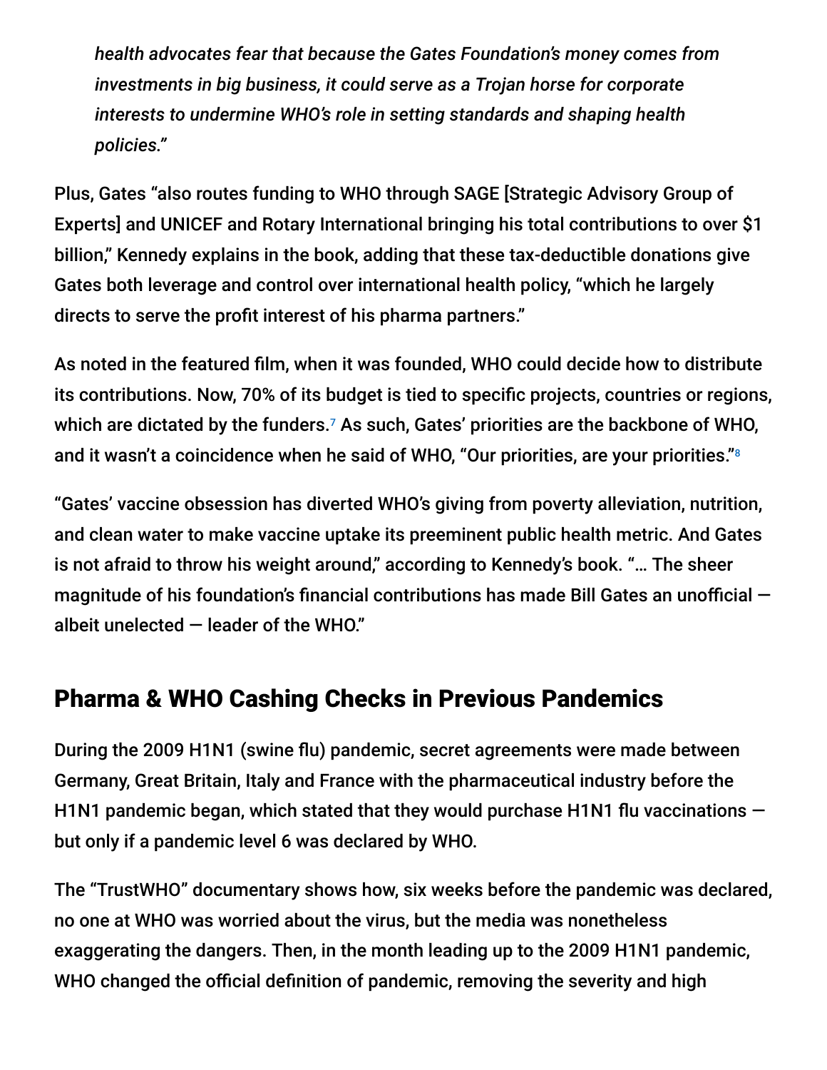> *health advocates fear that because the Gates Foundation's money comes from investments in big business, it could serve as a Trojan horse for corporate interests to undermine WHO's role in setting standards and shaping health policies."*

Plus, Gates "also routes funding to WHO through SAGE [Strategic Advisory Group of Experts] and UNICEF and Rotary International bringing his total contributions to over $1 billion," Kennedy explains in the book, adding that these tax-deductible donations give Gates both leverage and control over international health policy, "which he largely directs to serve the profit interest of his pharma partners."

As noted in the featured film, when it was founded, WHO could decide how to distribute its contributions. Now, 70% of its budget is tied to specific projects, countries or regions, which are dictated by the funders.[7] As such, Gates' priorities are the backbone of WHO, and it wasn't a coincidence when he said of WHO, "Our priorities, are your priorities."[8]

"Gates' vaccine obsession has diverted WHO's giving from poverty alleviation, nutrition, and clean water to make vaccine uptake its preeminent public health metric. And Gates is not afraid to throw his weight around," according to Kennedy's book. "… The sheer magnitude of his foundation's financial contributions has made Bill Gates an unofficial — albeit unelected — leader of the WHO."

## Pharma & WHO Cashing Checks in Previous Pandemics

During the 2009 H1N1 (swine flu) pandemic, secret agreements were made between Germany, Great Britain, Italy and France with the pharmaceutical industry before the H1N1 pandemic began, which stated that they would purchase H1N1 flu vaccinations — but only if a pandemic level 6 was declared by WHO.

The "TrustWHO" documentary shows how, six weeks before the pandemic was declared, no one at WHO was worried about the virus, but the media was nonetheless exaggerating the dangers. Then, in the month leading up to the 2009 H1N1 pandemic, WHO changed the official definition of pandemic, removing the severity and high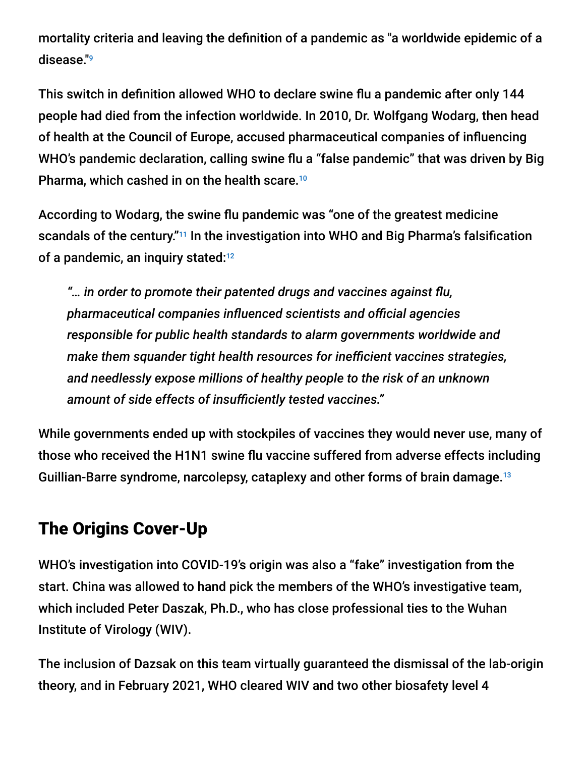mortality criteria and leaving the definition of a pandemic as "a worldwide epidemic of a disease."[9]

This switch in definition allowed WHO to declare swine flu a pandemic after only 144 people had died from the infection worldwide. In 2010, Dr. Wolfgang Wodarg, then head of health at the Council of Europe, accused pharmaceutical companies of influencing WHO's pandemic declaration, calling swine flu a "false pandemic" that was driven by Big Pharma, which cashed in on the health scare.[10]

According to Wodarg, the swine flu pandemic was "one of the greatest medicine scandals of the century."[11] In the investigation into WHO and Big Pharma's falsification of a pandemic, an inquiry stated:[12]

> *"… in order to promote their patented drugs and vaccines against flu, pharmaceutical companies influenced scientists and official agencies responsible for public health standards to alarm governments worldwide and make them squander tight health resources for inefficient vaccines strategies, and needlessly expose millions of healthy people to the risk of an unknown amount of side effects of insufficiently tested vaccines."*

While governments ended up with stockpiles of vaccines they would never use, many of those who received the H1N1 swine flu vaccine suffered from adverse effects including Guillian-Barre syndrome, narcolepsy, cataplexy and other forms of brain damage.[13]

## The Origins Cover-Up

WHO's investigation into COVID-19's origin was also a "fake" investigation from the start. China was allowed to hand pick the members of the WHO's investigative team, which included Peter Daszak, Ph.D., who has close professional ties to the Wuhan Institute of Virology (WIV).

The inclusion of Dazsak on this team virtually guaranteed the dismissal of the lab-origin theory, and in February 2021, WHO cleared WIV and two other biosafety level 4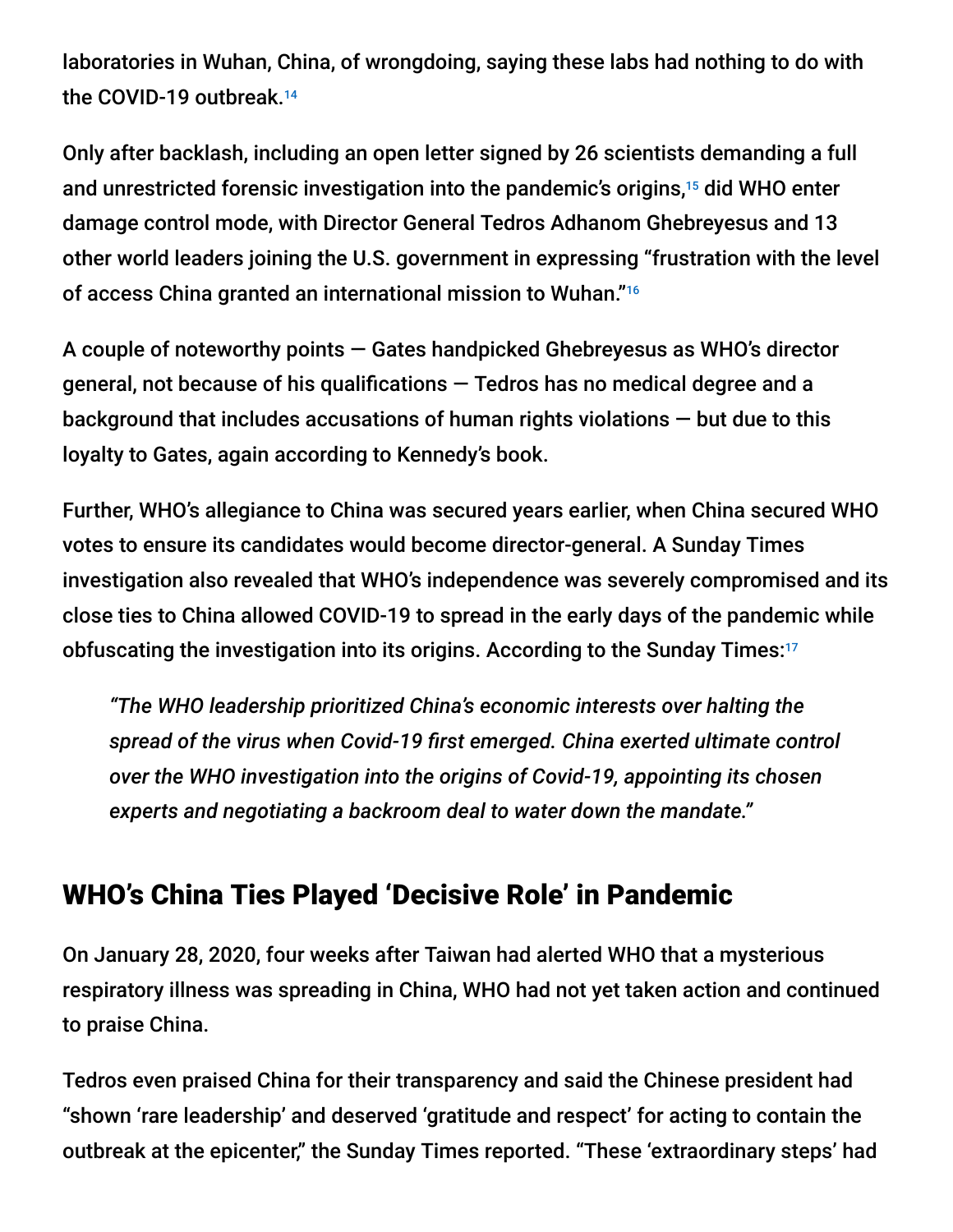laboratories in Wuhan, China, of wrongdoing, saying these labs had nothing to do with the COVID-19 outbreak.[14]

Only after backlash, including an open letter signed by 26 scientists demanding a full and unrestricted forensic investigation into the pandemic's origins,[15] did WHO enter damage control mode, with Director General Tedros Adhanom Ghebreyesus and 13 other world leaders joining the U.S. government in expressing "frustration with the level of access China granted an international mission to Wuhan."[16]

A couple of noteworthy points — Gates handpicked Ghebreyesus as WHO's director general, not because of his qualifications — Tedros has no medical degree and a background that includes accusations of human rights violations — but due to this loyalty to Gates, again according to Kennedy's book.

Further, WHO's allegiance to China was secured years earlier, when China secured WHO votes to ensure its candidates would become director-general. A Sunday Times investigation also revealed that WHO's independence was severely compromised and its close ties to China allowed COVID-19 to spread in the early days of the pandemic while obfuscating the investigation into its origins. According to the Sunday Times:[17]

> *"The WHO leadership prioritized China's economic interests over halting the spread of the virus when Covid-19 first emerged. China exerted ultimate control over the WHO investigation into the origins of Covid-19, appointing its chosen experts and negotiating a backroom deal to water down the mandate."*

## WHO's China Ties Played 'Decisive Role' in Pandemic

On January 28, 2020, four weeks after Taiwan had alerted WHO that a mysterious respiratory illness was spreading in China, WHO had not yet taken action and continued to praise China.

Tedros even praised China for their transparency and said the Chinese president had "shown 'rare leadership' and deserved 'gratitude and respect' for acting to contain the outbreak at the epicenter," the Sunday Times reported. "These 'extraordinary steps' had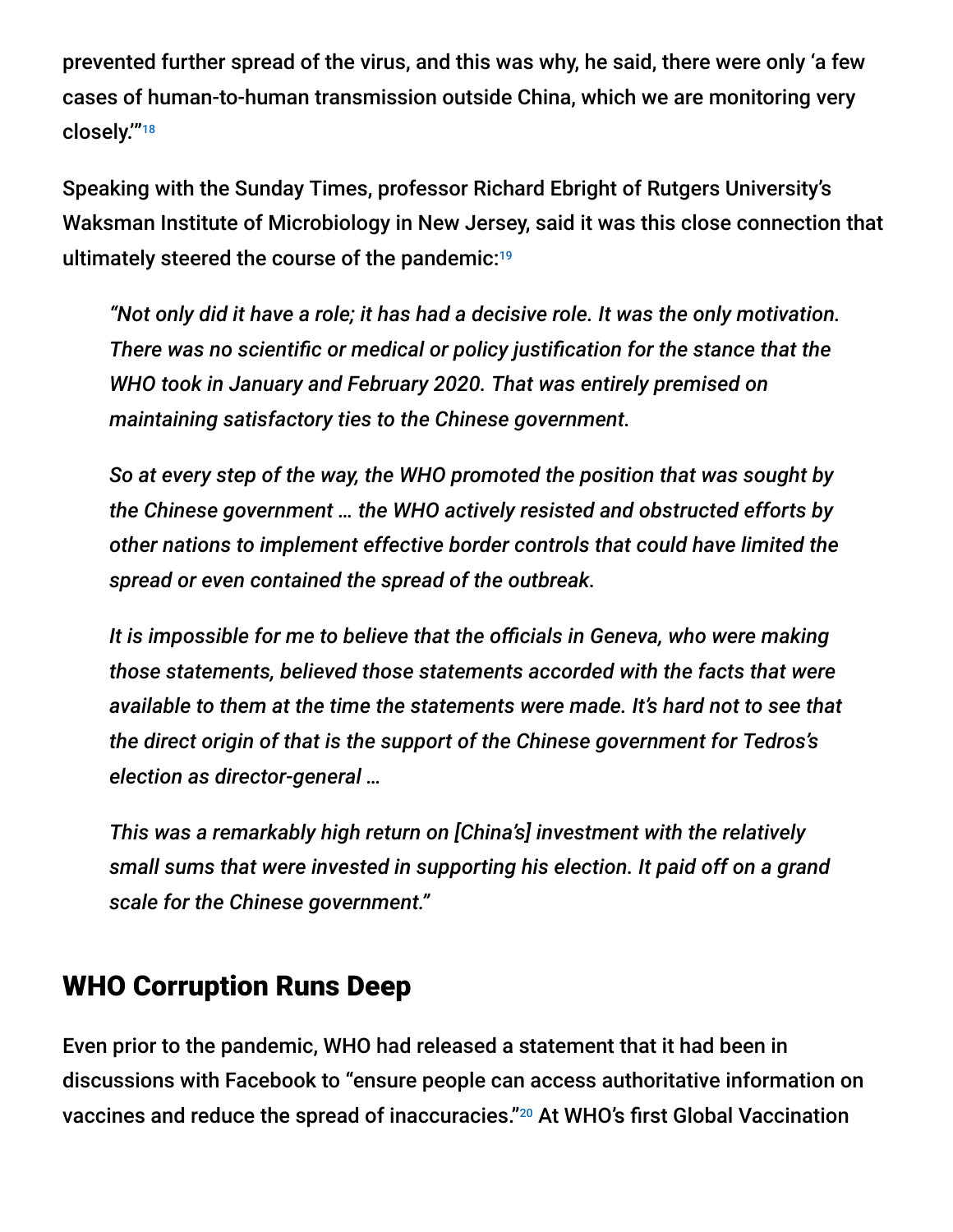prevented further spread of the virus, and this was why, he said, there were only 'a few cases of human-to-human transmission outside China, which we are monitoring very closely.'"[18]

Speaking with the Sunday Times, professor Richard Ebright of Rutgers University's Waksman Institute of Microbiology in New Jersey, said it was this close connection that ultimately steered the course of the pandemic:[19]

> *"Not only did it have a role; it has had a decisive role. It was the only motivation. There was no scientific or medical or policy justification for the stance that the WHO took in January and February 2020. That was entirely premised on maintaining satisfactory ties to the Chinese government.*
>
> *So at every step of the way, the WHO promoted the position that was sought by the Chinese government … the WHO actively resisted and obstructed efforts by other nations to implement effective border controls that could have limited the spread or even contained the spread of the outbreak.*
>
> *It is impossible for me to believe that the officials in Geneva, who were making those statements, believed those statements accorded with the facts that were available to them at the time the statements were made. It's hard not to see that the direct origin of that is the support of the Chinese government for Tedros's election as director-general …*
>
> *This was a remarkably high return on [China's] investment with the relatively small sums that were invested in supporting his election. It paid off on a grand scale for the Chinese government."*

## WHO Corruption Runs Deep

Even prior to the pandemic, WHO had released a statement that it had been in discussions with Facebook to "ensure people can access authoritative information on vaccines and reduce the spread of inaccuracies."[20] At WHO's first Global Vaccination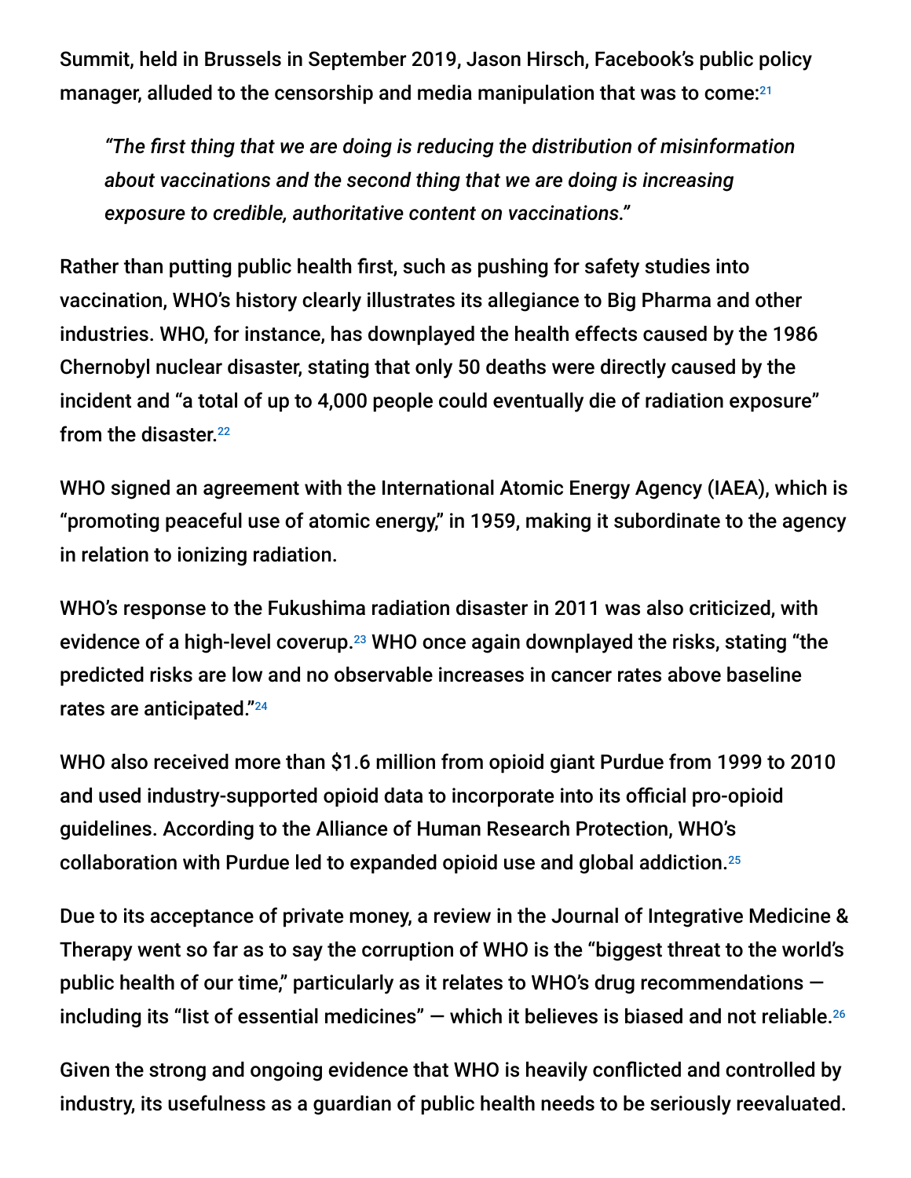Summit, held in Brussels in September 2019, Jason Hirsch, Facebook's public policy manager, alluded to the censorship and media manipulation that was to come:[21]

> *"The first thing that we are doing is reducing the distribution of misinformation about vaccinations and the second thing that we are doing is increasing exposure to credible, authoritative content on vaccinations."*

Rather than putting public health first, such as pushing for safety studies into vaccination, WHO's history clearly illustrates its allegiance to Big Pharma and other industries. WHO, for instance, has downplayed the health effects caused by the 1986 Chernobyl nuclear disaster, stating that only 50 deaths were directly caused by the incident and "a total of up to 4,000 people could eventually die of radiation exposure" from the disaster.[22]

WHO signed an agreement with the International Atomic Energy Agency (IAEA), which is "promoting peaceful use of atomic energy," in 1959, making it subordinate to the agency in relation to ionizing radiation.

WHO's response to the Fukushima radiation disaster in 2011 was also criticized, with evidence of a high-level coverup.[23] WHO once again downplayed the risks, stating "the predicted risks are low and no observable increases in cancer rates above baseline rates are anticipated."[24]

WHO also received more than $1.6 million from opioid giant Purdue from 1999 to 2010 and used industry-supported opioid data to incorporate into its official pro-opioid guidelines. According to the Alliance of Human Research Protection, WHO's collaboration with Purdue led to expanded opioid use and global addiction.[25]

Due to its acceptance of private money, a review in the Journal of Integrative Medicine & Therapy went so far as to say the corruption of WHO is the "biggest threat to the world's public health of our time," particularly as it relates to WHO's drug recommendations — including its "list of essential medicines" — which it believes is biased and not reliable.[26]

Given the strong and ongoing evidence that WHO is heavily conflicted and controlled by industry, its usefulness as a guardian of public health needs to be seriously reevaluated.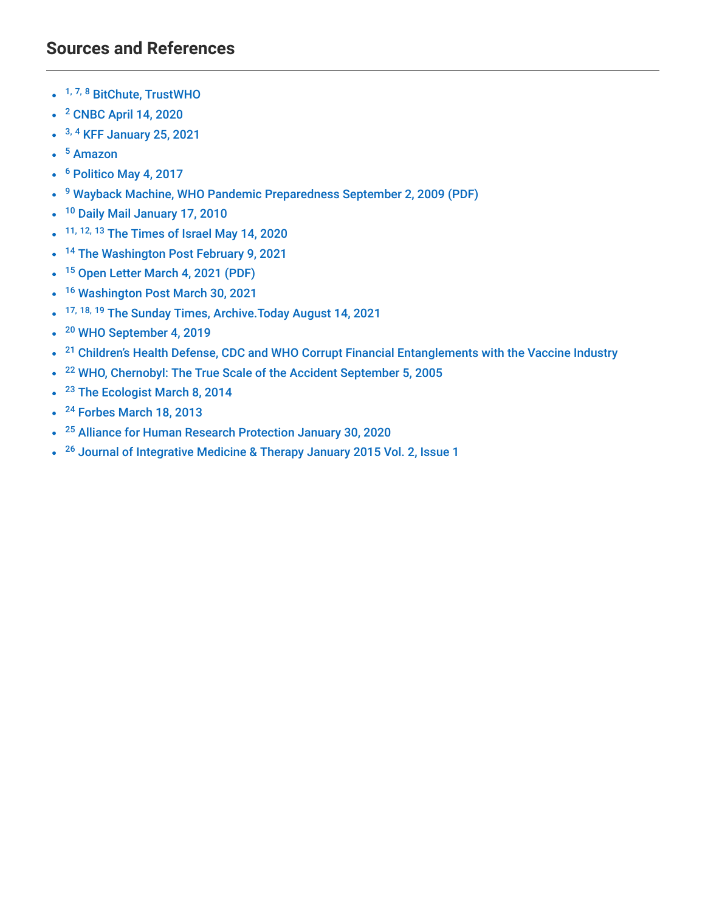## Sources and References

- [1, 7, 8] BitChute, TrustWHO
- [2] CNBC April 14, 2020
- [3, 4] KFF January 25, 2021
- [5] Amazon
- [6] Politico May 4, 2017
- [9] Wayback Machine, WHO Pandemic Preparedness September 2, 2009 (PDF)
- [10] Daily Mail January 17, 2010
- [11, 12, 13] The Times of Israel May 14, 2020
- [14] The Washington Post February 9, 2021
- [15] Open Letter March 4, 2021 (PDF)
- [16] Washington Post March 30, 2021
- [17, 18, 19] The Sunday Times, Archive.Today August 14, 2021
- [20] WHO September 4, 2019
- [21] Children's Health Defense, CDC and WHO Corrupt Financial Entanglements with the Vaccine Industry
- [22] WHO, Chernobyl: The True Scale of the Accident September 5, 2005
- [23] The Ecologist March 8, 2014
- [24] Forbes March 18, 2013
- [25] Alliance for Human Research Protection January 30, 2020
- [26] Journal of Integrative Medicine & Therapy January 2015 Vol. 2, Issue 1